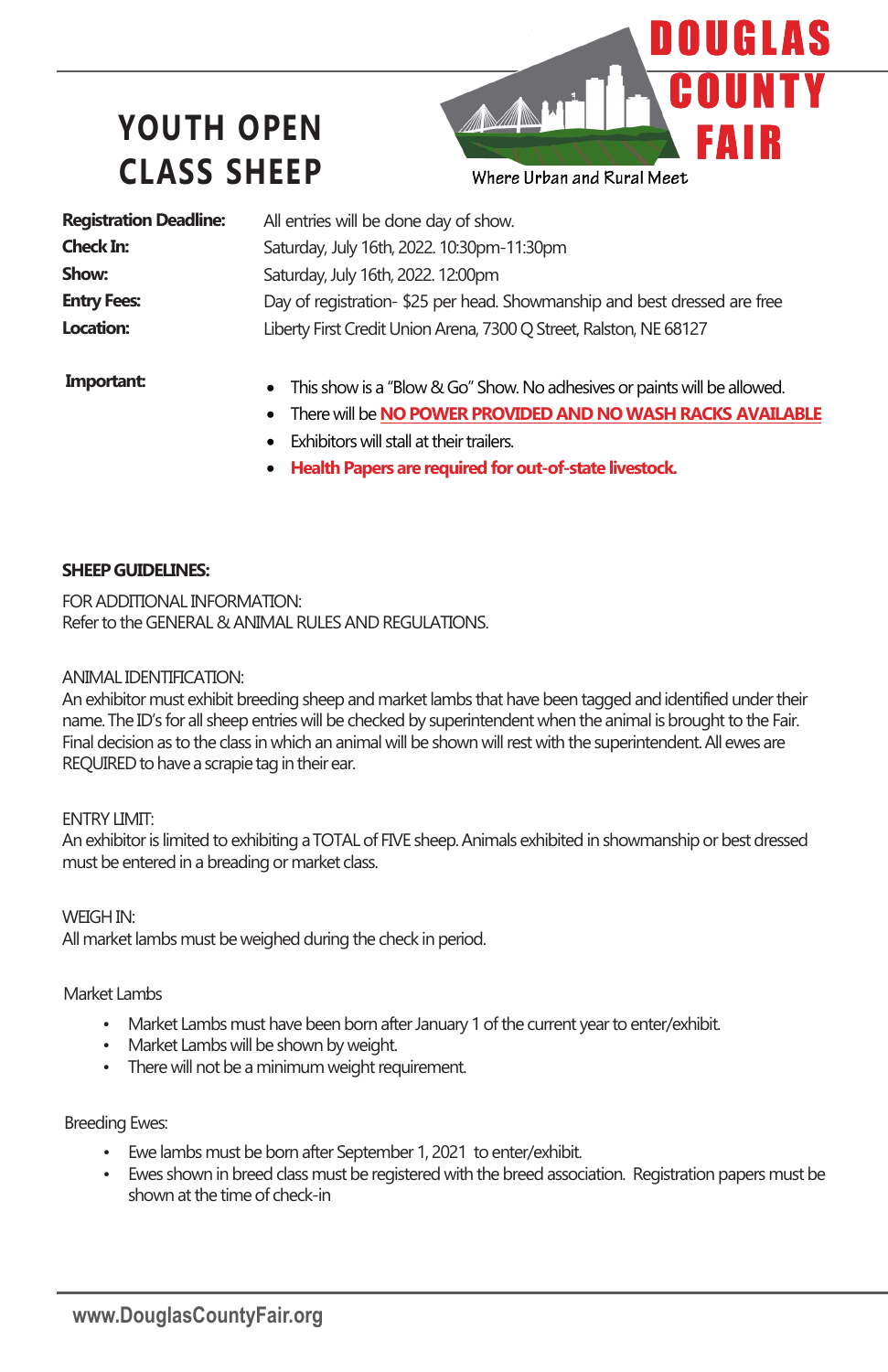# YOUTH OPEN CLASS SHEEP

DOUGLAS COUNTY FAIR

Where Urban and Rural Meet

| | |
|---|---|
| **Registration Deadline:** | All entries will be done day of show. |
| **Check In:** | Saturday, July 16th, 2022. 10:30pm-11:30pm |
| **Show:** | Saturday, July 16th, 2022. 12:00pm |
| **Entry Fees:** | Day of registration- $25 per head. Showmanship and best dressed are free |
| **Location:** | Liberty First Credit Union Arena, 7300 Q Street, Ralston, NE 68127 |

**Important:**

- This show is a "Blow & Go" Show. No adhesives or paints will be allowed.
- There will be **NO POWER PROVIDED AND NO WASH RACKS AVAILABLE**
- Exhibitors will stall at their trailers.
- **Health Papers are required for out-of-state livestock.**

**SHEEP GUIDELINES:**

FOR ADDITIONAL INFORMATION:
Refer to the GENERAL & ANIMAL RULES AND REGULATIONS.

ANIMAL IDENTIFICATION:
An exhibitor must exhibit breeding sheep and market lambs that have been tagged and identified under their name. The ID's for all sheep entries will be checked by superintendent when the animal is brought to the Fair. Final decision as to the class in which an animal will be shown will rest with the superintendent. All ewes are REQUIRED to have a scrapie tag in their ear.

ENTRY LIMIT:
An exhibitor is limited to exhibiting a TOTAL of FIVE sheep. Animals exhibited in showmanship or best dressed must be entered in a breading or market class.

WEIGH IN:
All market lambs must be weighed during the check in period.

Market Lambs

- Market Lambs must have been born after January 1 of the current year to enter/exhibit.
- Market Lambs will be shown by weight.
- There will not be a minimum weight requirement.

Breeding Ewes:

- Ewe lambs must be born after September 1, 2021 to enter/exhibit.
- Ewes shown in breed class must be registered with the breed association. Registration papers must be shown at the time of check-in

www.DouglasCountyFair.org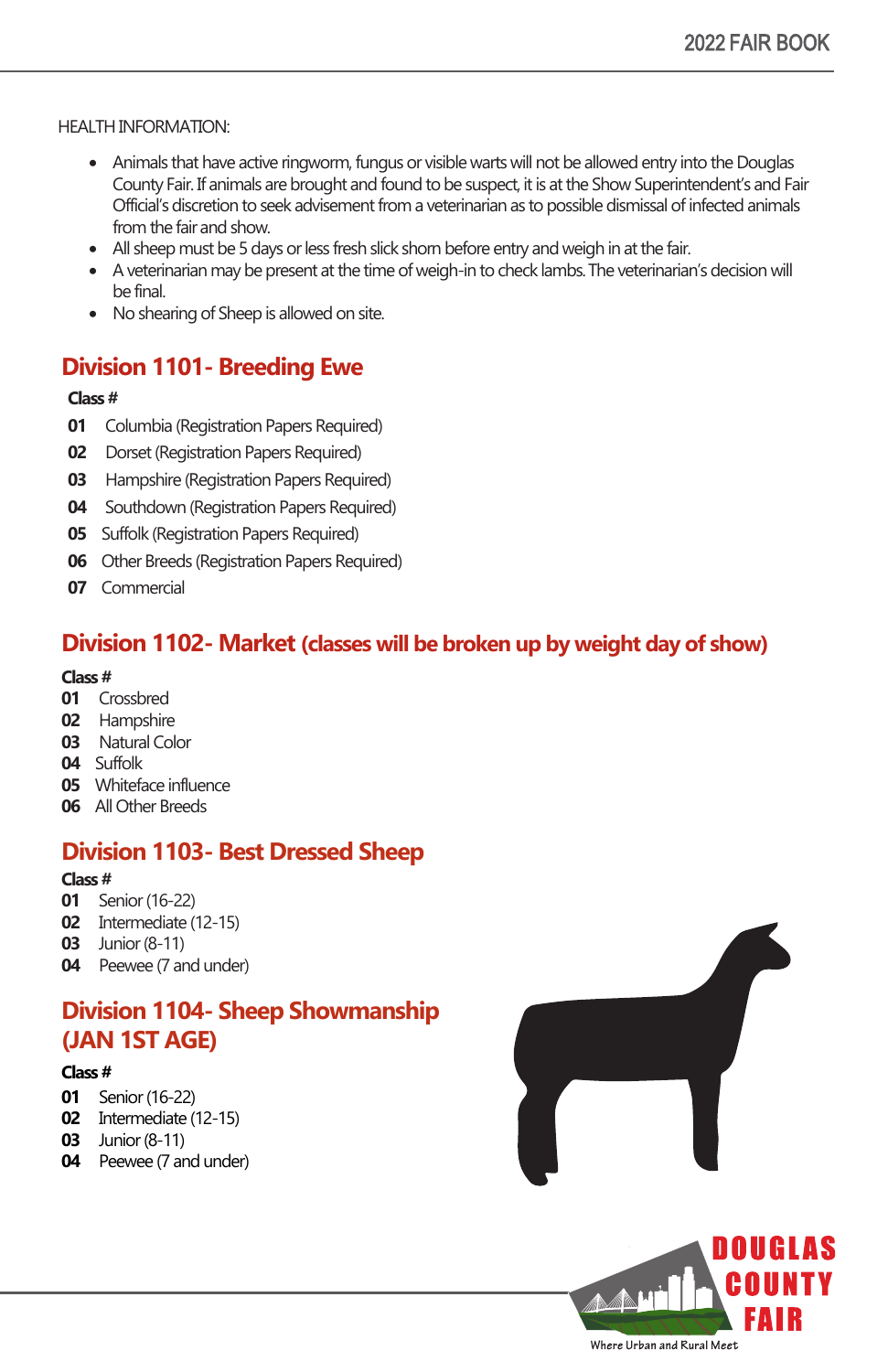HEALTH INFORMATION:

- Animals that have active ringworm, fungus or visible warts will not be allowed entry into the Douglas County Fair. If animals are brought and found to be suspect, it is at the Show Superintendent's and Fair Official's discretion to seek advisement from a veterinarian as to possible dismissal of infected animals from the fair and show.
- All sheep must be 5 days or less fresh slick shorn before entry and weigh in at the fair.
- A veterinarian may be present at the time of weigh-in to check lambs. The veterinarian's decision will be final.
- No shearing of Sheep is allowed on site.

## Division 1101- Breeding Ewe

**Class #**

**01** Columbia (Registration Papers Required)
**02** Dorset (Registration Papers Required)
**03** Hampshire (Registration Papers Required)
**04** Southdown (Registration Papers Required)
**05** Suffolk (Registration Papers Required)
**06** Other Breeds (Registration Papers Required)
**07** Commercial

## Division 1102- Market (classes will be broken up by weight day of show)

**Class #**

**01** Crossbred
**02** Hampshire
**03** Natural Color
**04** Suffolk
**05** Whiteface influence
**06** All Other Breeds

## Division 1103- Best Dressed Sheep

**Class #**

**01** Senior (16-22)
**02** Intermediate (12-15)
**03** Junior (8-11)
**04** Peewee (7 and under)

## Division 1104- Sheep Showmanship (JAN 1ST AGE)

**Class #**

**01** Senior (16-22)
**02** Intermediate (12-15)
**03** Junior (8-11)
**04** Peewee (7 and under)